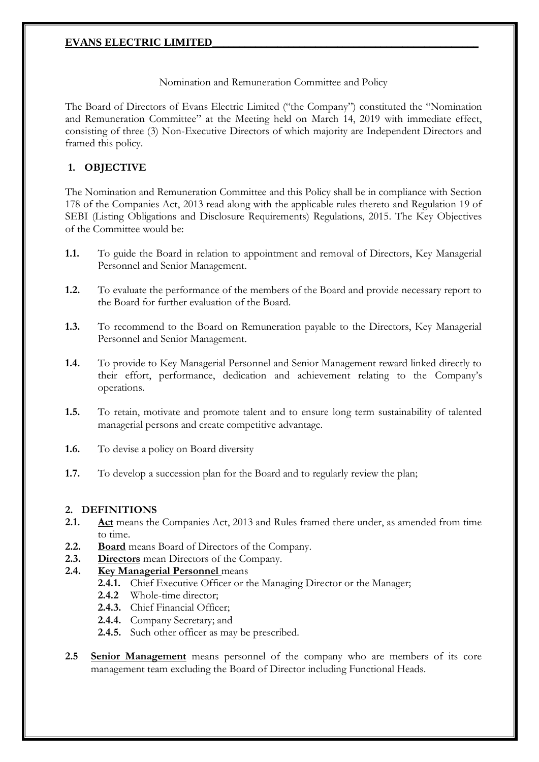**EVANS ELECTRIC LIMITED**

Nomination and Remuneration Committee and Policy

The Board of Directors of Evans Electric Limited ("the Company") constituted the "Nomination and Remuneration Committee" at the Meeting held on March 14, 2019 with immediate effect, consisting of three (3) Non-Executive Directors of which majority are Independent Directors and framed this policy.

## 1. OBJECTIVE

The Nomination and Remuneration Committee and this Policy shall be in compliance with Section 178 of the Companies Act, 2013 read along with the applicable rules thereto and Regulation 19 of SEBI (Listing Obligations and Disclosure Requirements) Regulations, 2015. The Key Objectives of the Committee would be:

**1.1.** To guide the Board in relation to appointment and removal of Directors, Key Managerial Personnel and Senior Management.

**1.2.** To evaluate the performance of the members of the Board and provide necessary report to the Board for further evaluation of the Board.

**1.3.** To recommend to the Board on Remuneration payable to the Directors, Key Managerial Personnel and Senior Management.

**1.4.** To provide to Key Managerial Personnel and Senior Management reward linked directly to their effort, performance, dedication and achievement relating to the Company's operations.

**1.5.** To retain, motivate and promote talent and to ensure long term sustainability of talented managerial persons and create competitive advantage.

**1.6.** To devise a policy on Board diversity

**1.7.** To develop a succession plan for the Board and to regularly review the plan;

## 2. DEFINITIONS

**2.1.** **Act** means the Companies Act, 2013 and Rules framed there under, as amended from time to time.

**2.2.** **Board** means Board of Directors of the Company.

**2.3.** **Directors** mean Directors of the Company.

**2.4.** **Key Managerial Personnel** means

- **2.4.1.** Chief Executive Officer or the Managing Director or the Manager;
- **2.4.2** Whole-time director;
- **2.4.3.** Chief Financial Officer;
- **2.4.4.** Company Secretary; and
- **2.4.5.** Such other officer as may be prescribed.

**2.5** **Senior Management** means personnel of the company who are members of its core management team excluding the Board of Director including Functional Heads.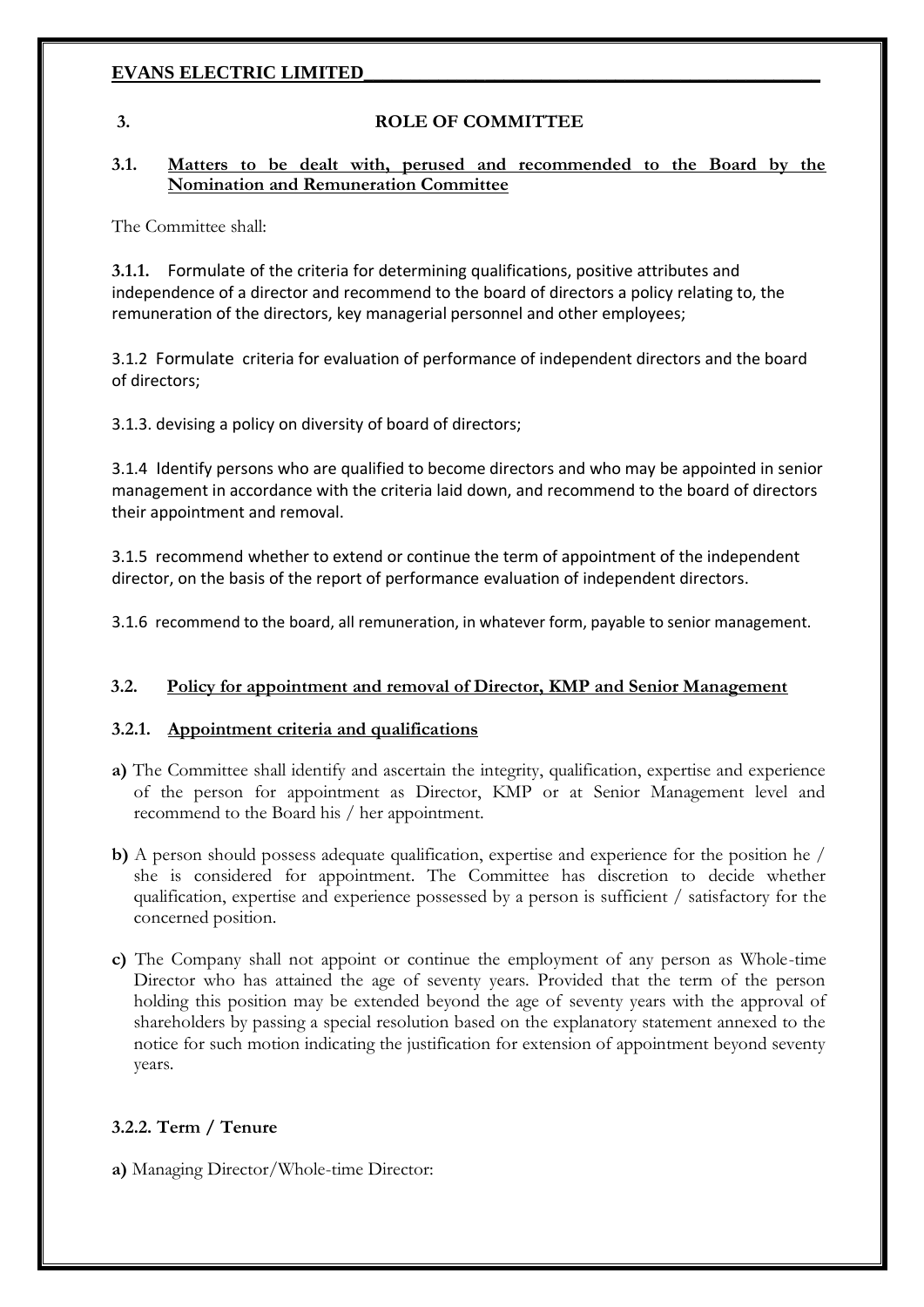## 3. ROLE OF COMMITTEE

### 3.1. Matters to be dealt with, perused and recommended to the Board by the Nomination and Remuneration Committee

The Committee shall:

**3.1.1.** Formulate of the criteria for determining qualifications, positive attributes and independence of a director and recommend to the board of directors a policy relating to, the remuneration of the directors, key managerial personnel and other employees;

3.1.2 Formulate criteria for evaluation of performance of independent directors and the board of directors;

3.1.3. devising a policy on diversity of board of directors;

3.1.4 Identify persons who are qualified to become directors and who may be appointed in senior management in accordance with the criteria laid down, and recommend to the board of directors their appointment and removal.

3.1.5 recommend whether to extend or continue the term of appointment of the independent director, on the basis of the report of performance evaluation of independent directors.

3.1.6 recommend to the board, all remuneration, in whatever form, payable to senior management.

### 3.2. Policy for appointment and removal of Director, KMP and Senior Management

#### 3.2.1. Appointment criteria and qualifications

**a)** The Committee shall identify and ascertain the integrity, qualification, expertise and experience of the person for appointment as Director, KMP or at Senior Management level and recommend to the Board his / her appointment.

**b)** A person should possess adequate qualification, expertise and experience for the position he / she is considered for appointment. The Committee has discretion to decide whether qualification, expertise and experience possessed by a person is sufficient / satisfactory for the concerned position.

**c)** The Company shall not appoint or continue the employment of any person as Whole-time Director who has attained the age of seventy years. Provided that the term of the person holding this position may be extended beyond the age of seventy years with the approval of shareholders by passing a special resolution based on the explanatory statement annexed to the notice for such motion indicating the justification for extension of appointment beyond seventy years.

#### 3.2.2. Term / Tenure

**a)** Managing Director/Whole-time Director: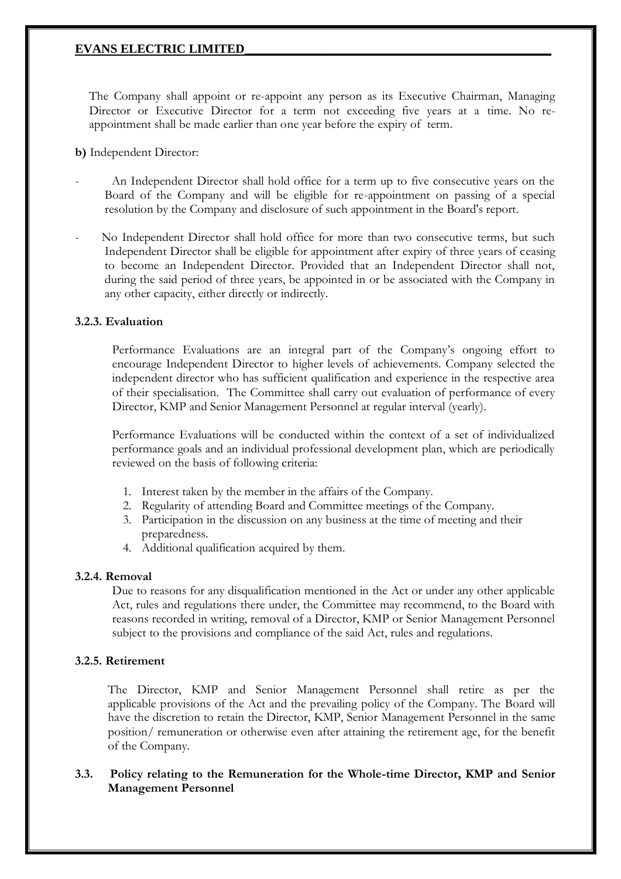The Company shall appoint or re-appoint any person as its Executive Chairman, Managing Director or Executive Director for a term not exceeding five years at a time. No re-appointment shall be made earlier than one year before the expiry of term.

**b)** Independent Director:

- An Independent Director shall hold office for a term up to five consecutive years on the Board of the Company and will be eligible for re-appointment on passing of a special resolution by the Company and disclosure of such appointment in the Board's report.
- No Independent Director shall hold office for more than two consecutive terms, but such Independent Director shall be eligible for appointment after expiry of three years of ceasing to become an Independent Director. Provided that an Independent Director shall not, during the said period of three years, be appointed in or be associated with the Company in any other capacity, either directly or indirectly.

**3.2.3. Evaluation**

Performance Evaluations are an integral part of the Company's ongoing effort to encourage Independent Director to higher levels of achievements. Company selected the independent director who has sufficient qualification and experience in the respective area of their specialisation. The Committee shall carry out evaluation of performance of every Director, KMP and Senior Management Personnel at regular interval (yearly).

Performance Evaluations will be conducted within the context of a set of individualized performance goals and an individual professional development plan, which are periodically reviewed on the basis of following criteria:

1. Interest taken by the member in the affairs of the Company.
2. Regularity of attending Board and Committee meetings of the Company.
3. Participation in the discussion on any business at the time of meeting and their preparedness.
4. Additional qualification acquired by them.

**3.2.4. Removal**

Due to reasons for any disqualification mentioned in the Act or under any other applicable Act, rules and regulations there under, the Committee may recommend, to the Board with reasons recorded in writing, removal of a Director, KMP or Senior Management Personnel subject to the provisions and compliance of the said Act, rules and regulations.

**3.2.5. Retirement**

The Director, KMP and Senior Management Personnel shall retire as per the applicable provisions of the Act and the prevailing policy of the Company. The Board will have the discretion to retain the Director, KMP, Senior Management Personnel in the same position/ remuneration or otherwise even after attaining the retirement age, for the benefit of the Company.

**3.3. Policy relating to the Remuneration for the Whole-time Director, KMP and Senior Management Personnel**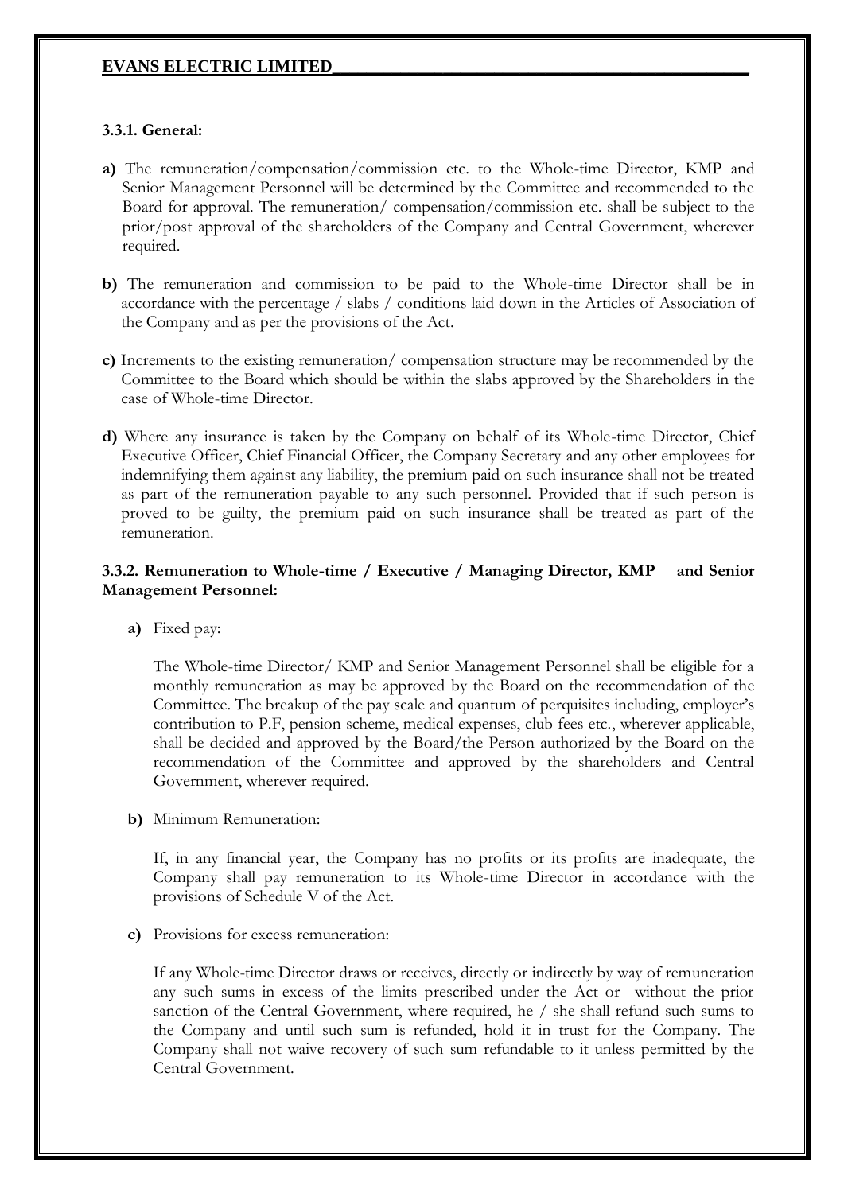### 3.3.1. General:

**a)** The remuneration/compensation/commission etc. to the Whole-time Director, KMP and Senior Management Personnel will be determined by the Committee and recommended to the Board for approval. The remuneration/ compensation/commission etc. shall be subject to the prior/post approval of the shareholders of the Company and Central Government, wherever required.

**b)** The remuneration and commission to be paid to the Whole-time Director shall be in accordance with the percentage / slabs / conditions laid down in the Articles of Association of the Company and as per the provisions of the Act.

**c)** Increments to the existing remuneration/ compensation structure may be recommended by the Committee to the Board which should be within the slabs approved by the Shareholders in the case of Whole-time Director.

**d)** Where any insurance is taken by the Company on behalf of its Whole-time Director, Chief Executive Officer, Chief Financial Officer, the Company Secretary and any other employees for indemnifying them against any liability, the premium paid on such insurance shall not be treated as part of the remuneration payable to any such personnel. Provided that if such person is proved to be guilty, the premium paid on such insurance shall be treated as part of the remuneration.

### 3.3.2. Remuneration to Whole-time / Executive / Managing Director, KMP and Senior Management Personnel:

**a)** Fixed pay:

The Whole-time Director/ KMP and Senior Management Personnel shall be eligible for a monthly remuneration as may be approved by the Board on the recommendation of the Committee. The breakup of the pay scale and quantum of perquisites including, employer's contribution to P.F, pension scheme, medical expenses, club fees etc., wherever applicable, shall be decided and approved by the Board/the Person authorized by the Board on the recommendation of the Committee and approved by the shareholders and Central Government, wherever required.

**b)** Minimum Remuneration:

If, in any financial year, the Company has no profits or its profits are inadequate, the Company shall pay remuneration to its Whole-time Director in accordance with the provisions of Schedule V of the Act.

**c)** Provisions for excess remuneration:

If any Whole-time Director draws or receives, directly or indirectly by way of remuneration any such sums in excess of the limits prescribed under the Act or without the prior sanction of the Central Government, where required, he / she shall refund such sums to the Company and until such sum is refunded, hold it in trust for the Company. The Company shall not waive recovery of such sum refundable to it unless permitted by the Central Government.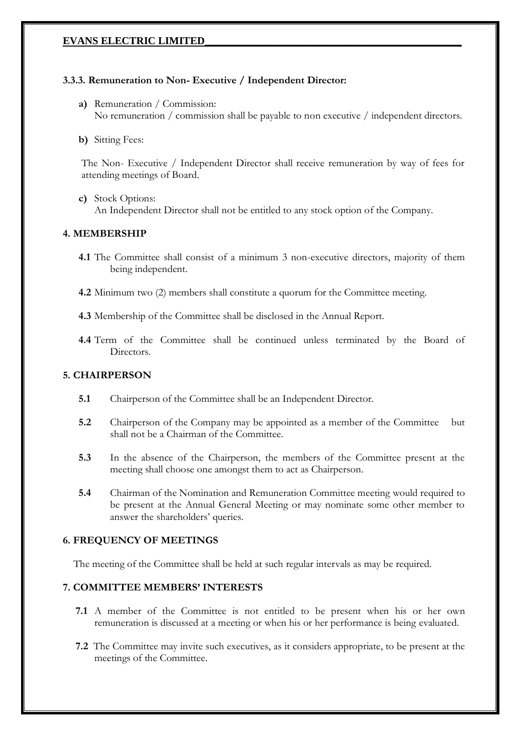### 3.3.3. Remuneration to Non- Executive / Independent Director:

**a)** Remuneration / Commission:
No remuneration / commission shall be payable to non executive / independent directors.

**b)** Sitting Fees:

The Non- Executive / Independent Director shall receive remuneration by way of fees for attending meetings of Board.

**c)** Stock Options:
An Independent Director shall not be entitled to any stock option of the Company.

## 4. MEMBERSHIP

**4.1** The Committee shall consist of a minimum 3 non-executive directors, majority of them being independent.

**4.2** Minimum two (2) members shall constitute a quorum for the Committee meeting.

**4.3** Membership of the Committee shall be disclosed in the Annual Report.

**4.4** Term of the Committee shall be continued unless terminated by the Board of Directors.

## 5. CHAIRPERSON

**5.1** Chairperson of the Committee shall be an Independent Director.

**5.2** Chairperson of the Company may be appointed as a member of the Committee but shall not be a Chairman of the Committee.

**5.3** In the absence of the Chairperson, the members of the Committee present at the meeting shall choose one amongst them to act as Chairperson.

**5.4** Chairman of the Nomination and Remuneration Committee meeting would required to be present at the Annual General Meeting or may nominate some other member to answer the shareholders' queries.

## 6. FREQUENCY OF MEETINGS

The meeting of the Committee shall be held at such regular intervals as may be required.

## 7. COMMITTEE MEMBERS' INTERESTS

**7.1** A member of the Committee is not entitled to be present when his or her own remuneration is discussed at a meeting or when his or her performance is being evaluated.

**7.2** The Committee may invite such executives, as it considers appropriate, to be present at the meetings of the Committee.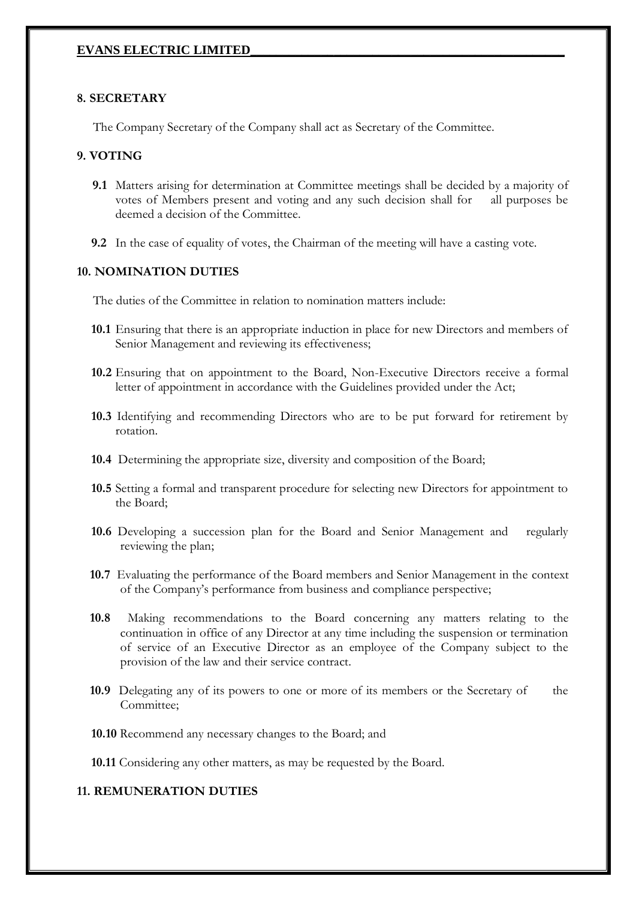## 8. SECRETARY

The Company Secretary of the Company shall act as Secretary of the Committee.

## 9. VOTING

**9.1** Matters arising for determination at Committee meetings shall be decided by a majority of votes of Members present and voting and any such decision shall for all purposes be deemed a decision of the Committee.

**9.2** In the case of equality of votes, the Chairman of the meeting will have a casting vote.

## 10. NOMINATION DUTIES

The duties of the Committee in relation to nomination matters include:

**10.1** Ensuring that there is an appropriate induction in place for new Directors and members of Senior Management and reviewing its effectiveness;

**10.2** Ensuring that on appointment to the Board, Non-Executive Directors receive a formal letter of appointment in accordance with the Guidelines provided under the Act;

**10.3** Identifying and recommending Directors who are to be put forward for retirement by rotation.

**10.4** Determining the appropriate size, diversity and composition of the Board;

**10.5** Setting a formal and transparent procedure for selecting new Directors for appointment to the Board;

**10.6** Developing a succession plan for the Board and Senior Management and regularly reviewing the plan;

**10.7** Evaluating the performance of the Board members and Senior Management in the context of the Company's performance from business and compliance perspective;

**10.8** Making recommendations to the Board concerning any matters relating to the continuation in office of any Director at any time including the suspension or termination of service of an Executive Director as an employee of the Company subject to the provision of the law and their service contract.

**10.9** Delegating any of its powers to one or more of its members or the Secretary of the Committee;

**10.10** Recommend any necessary changes to the Board; and

**10.11** Considering any other matters, as may be requested by the Board.

## 11. REMUNERATION DUTIES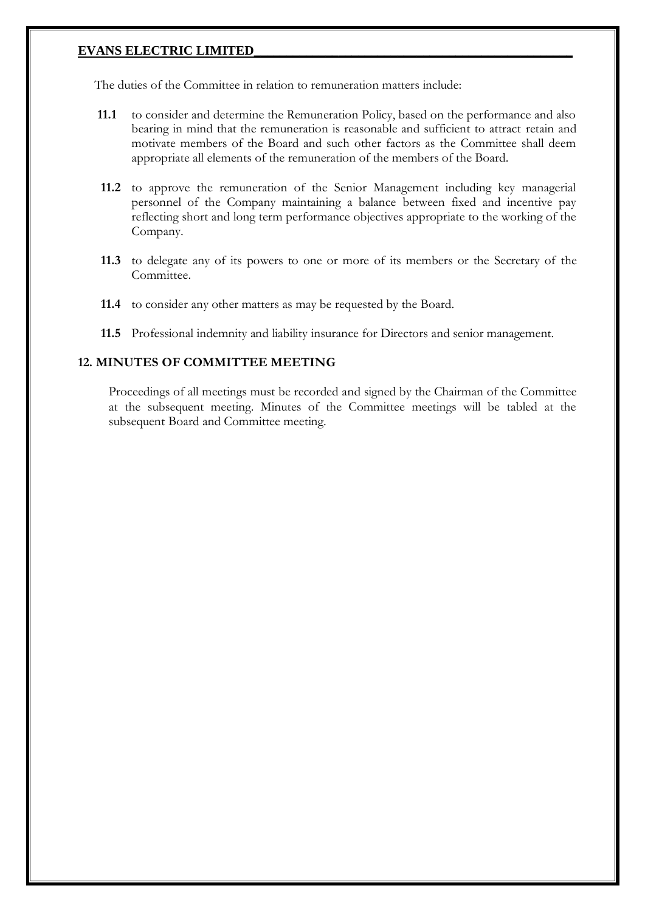The duties of the Committee in relation to remuneration matters include:

**11.1** to consider and determine the Remuneration Policy, based on the performance and also bearing in mind that the remuneration is reasonable and sufficient to attract retain and motivate members of the Board and such other factors as the Committee shall deem appropriate all elements of the remuneration of the members of the Board.

**11.2** to approve the remuneration of the Senior Management including key managerial personnel of the Company maintaining a balance between fixed and incentive pay reflecting short and long term performance objectives appropriate to the working of the Company.

**11.3** to delegate any of its powers to one or more of its members or the Secretary of the Committee.

**11.4** to consider any other matters as may be requested by the Board.

**11.5** Professional indemnity and liability insurance for Directors and senior management.

## 12. MINUTES OF COMMITTEE MEETING

Proceedings of all meetings must be recorded and signed by the Chairman of the Committee at the subsequent meeting. Minutes of the Committee meetings will be tabled at the subsequent Board and Committee meeting.